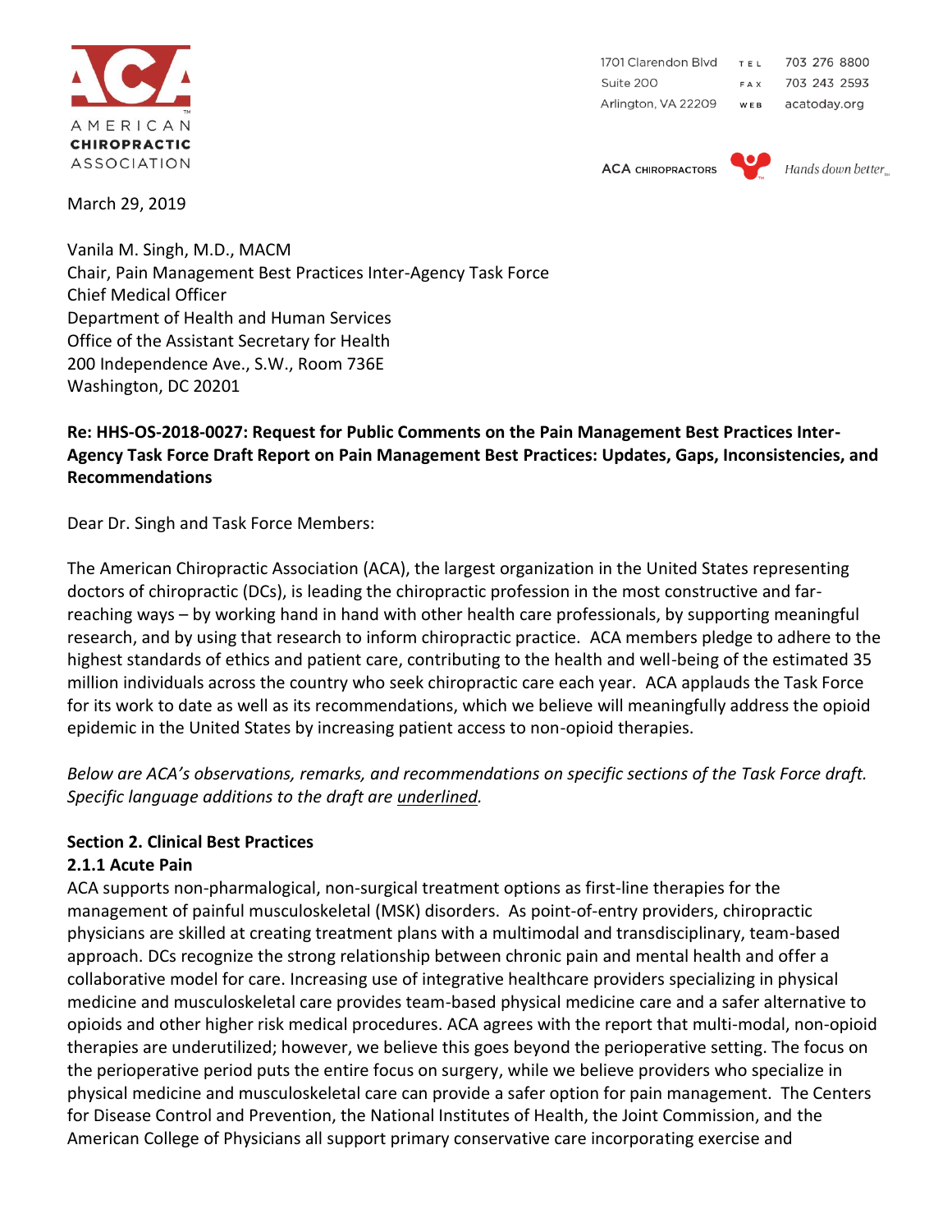AMERICAN
**CHIROPRACTIC**
ASSOCIATION

1701 Clarendon Blvd
Suite 200
Arlington, VA 22209

TEL 703 276 8800
FAX 703 243 2593
WEB acatoday.org

ACA CHIROPRACTORS — *Hands down better*

March 29, 2019

Vanila M. Singh, M.D., MACM
Chair, Pain Management Best Practices Inter-Agency Task Force
Chief Medical Officer
Department of Health and Human Services
Office of the Assistant Secretary for Health
200 Independence Ave., S.W., Room 736E
Washington, DC 20201

**Re: HHS-OS-2018-0027: Request for Public Comments on the Pain Management Best Practices Inter-Agency Task Force Draft Report on Pain Management Best Practices: Updates, Gaps, Inconsistencies, and Recommendations**

Dear Dr. Singh and Task Force Members:

The American Chiropractic Association (ACA), the largest organization in the United States representing doctors of chiropractic (DCs), is leading the chiropractic profession in the most constructive and far-reaching ways – by working hand in hand with other health care professionals, by supporting meaningful research, and by using that research to inform chiropractic practice. ACA members pledge to adhere to the highest standards of ethics and patient care, contributing to the health and well-being of the estimated 35 million individuals across the country who seek chiropractic care each year. ACA applauds the Task Force for its work to date as well as its recommendations, which we believe will meaningfully address the opioid epidemic in the United States by increasing patient access to non-opioid therapies.

*Below are ACA's observations, remarks, and recommendations on specific sections of the Task Force draft. Specific language additions to the draft are underlined.*

## Section 2. Clinical Best Practices

### 2.1.1 Acute Pain

ACA supports non-pharmalogical, non-surgical treatment options as first-line therapies for the management of painful musculoskeletal (MSK) disorders. As point-of-entry providers, chiropractic physicians are skilled at creating treatment plans with a multimodal and transdisciplinary, team-based approach. DCs recognize the strong relationship between chronic pain and mental health and offer a collaborative model for care. Increasing use of integrative healthcare providers specializing in physical medicine and musculoskeletal care provides team-based physical medicine care and a safer alternative to opioids and other higher risk medical procedures. ACA agrees with the report that multi-modal, non-opioid therapies are underutilized; however, we believe this goes beyond the perioperative setting. The focus on the perioperative period puts the entire focus on surgery, while we believe providers who specialize in physical medicine and musculoskeletal care can provide a safer option for pain management. The Centers for Disease Control and Prevention, the National Institutes of Health, the Joint Commission, and the American College of Physicians all support primary conservative care incorporating exercise and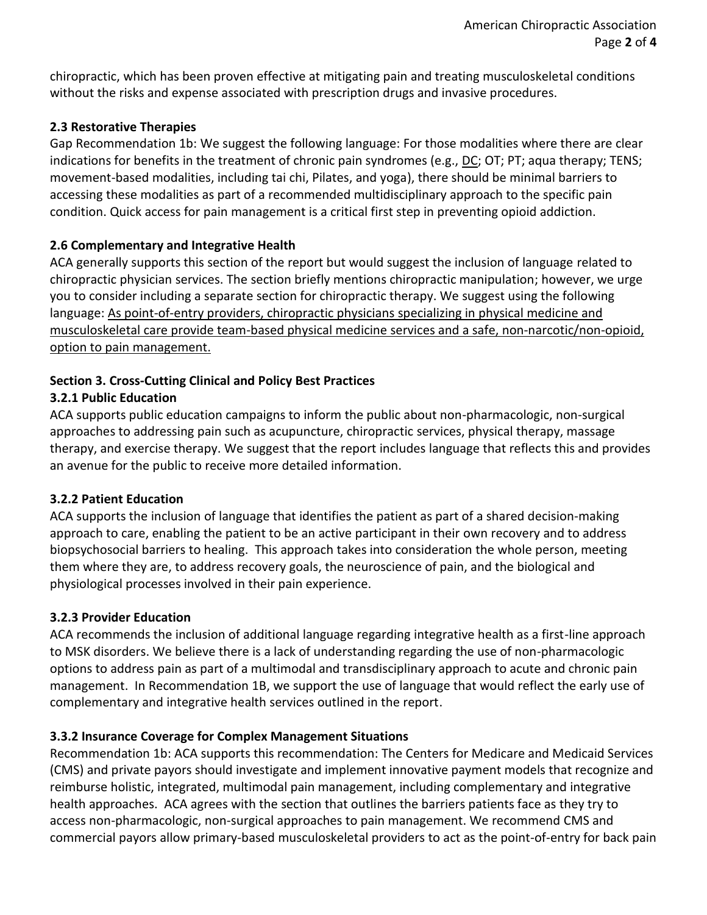chiropractic, which has been proven effective at mitigating pain and treating musculoskeletal conditions without the risks and expense associated with prescription drugs and invasive procedures.

### 2.3 Restorative Therapies

Gap Recommendation 1b: We suggest the following language: For those modalities where there are clear indications for benefits in the treatment of chronic pain syndromes (e.g., <u>DC</u>; OT; PT; aqua therapy; TENS; movement-based modalities, including tai chi, Pilates, and yoga), there should be minimal barriers to accessing these modalities as part of a recommended multidisciplinary approach to the specific pain condition. Quick access for pain management is a critical first step in preventing opioid addiction.

### 2.6 Complementary and Integrative Health

ACA generally supports this section of the report but would suggest the inclusion of language related to chiropractic physician services. The section briefly mentions chiropractic manipulation; however, we urge you to consider including a separate section for chiropractic therapy. We suggest using the following language: <u>As point-of-entry providers, chiropractic physicians specializing in physical medicine and musculoskeletal care provide team-based physical medicine services and a safe, non-narcotic/non-opioid, option to pain management.</u>

## Section 3. Cross-Cutting Clinical and Policy Best Practices

### 3.2.1 Public Education

ACA supports public education campaigns to inform the public about non-pharmacologic, non-surgical approaches to addressing pain such as acupuncture, chiropractic services, physical therapy, massage therapy, and exercise therapy. We suggest that the report includes language that reflects this and provides an avenue for the public to receive more detailed information.

### 3.2.2 Patient Education

ACA supports the inclusion of language that identifies the patient as part of a shared decision-making approach to care, enabling the patient to be an active participant in their own recovery and to address biopsychosocial barriers to healing. This approach takes into consideration the whole person, meeting them where they are, to address recovery goals, the neuroscience of pain, and the biological and physiological processes involved in their pain experience.

### 3.2.3 Provider Education

ACA recommends the inclusion of additional language regarding integrative health as a first-line approach to MSK disorders. We believe there is a lack of understanding regarding the use of non-pharmacologic options to address pain as part of a multimodal and transdisciplinary approach to acute and chronic pain management. In Recommendation 1B, we support the use of language that would reflect the early use of complementary and integrative health services outlined in the report.

### 3.3.2 Insurance Coverage for Complex Management Situations

Recommendation 1b: ACA supports this recommendation: The Centers for Medicare and Medicaid Services (CMS) and private payors should investigate and implement innovative payment models that recognize and reimburse holistic, integrated, multimodal pain management, including complementary and integrative health approaches. ACA agrees with the section that outlines the barriers patients face as they try to access non-pharmacologic, non-surgical approaches to pain management. We recommend CMS and commercial payors allow primary-based musculoskeletal providers to act as the point-of-entry for back pain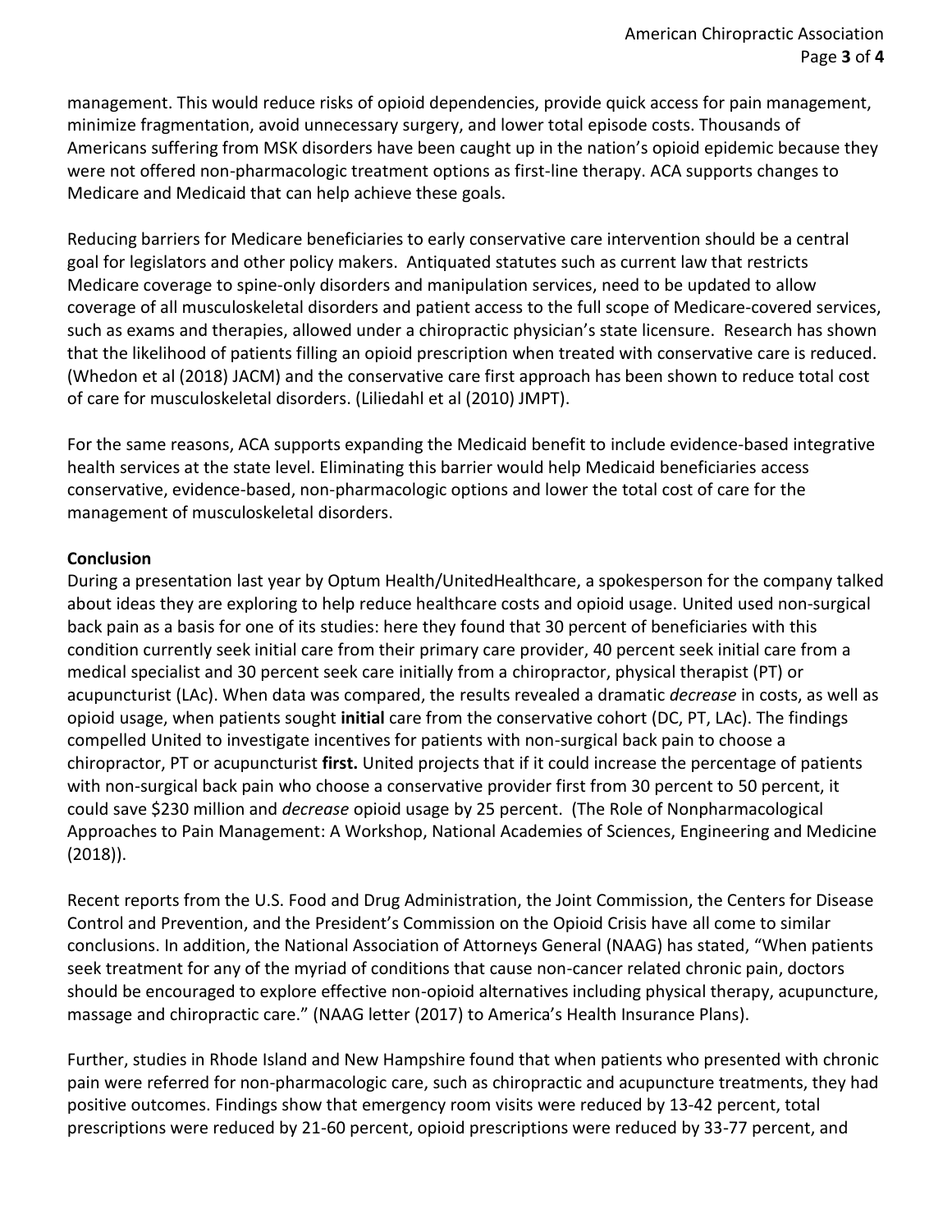management. This would reduce risks of opioid dependencies, provide quick access for pain management, minimize fragmentation, avoid unnecessary surgery, and lower total episode costs. Thousands of Americans suffering from MSK disorders have been caught up in the nation's opioid epidemic because they were not offered non-pharmacologic treatment options as first-line therapy. ACA supports changes to Medicare and Medicaid that can help achieve these goals.

Reducing barriers for Medicare beneficiaries to early conservative care intervention should be a central goal for legislators and other policy makers. Antiquated statutes such as current law that restricts Medicare coverage to spine-only disorders and manipulation services, need to be updated to allow coverage of all musculoskeletal disorders and patient access to the full scope of Medicare-covered services, such as exams and therapies, allowed under a chiropractic physician's state licensure. Research has shown that the likelihood of patients filling an opioid prescription when treated with conservative care is reduced. (Whedon et al (2018) JACM) and the conservative care first approach has been shown to reduce total cost of care for musculoskeletal disorders. (Liliedahl et al (2010) JMPT).

For the same reasons, ACA supports expanding the Medicaid benefit to include evidence-based integrative health services at the state level. Eliminating this barrier would help Medicaid beneficiaries access conservative, evidence-based, non-pharmacologic options and lower the total cost of care for the management of musculoskeletal disorders.

**Conclusion**

During a presentation last year by Optum Health/UnitedHealthcare, a spokesperson for the company talked about ideas they are exploring to help reduce healthcare costs and opioid usage. United used non-surgical back pain as a basis for one of its studies: here they found that 30 percent of beneficiaries with this condition currently seek initial care from their primary care provider, 40 percent seek initial care from a medical specialist and 30 percent seek care initially from a chiropractor, physical therapist (PT) or acupuncturist (LAc). When data was compared, the results revealed a dramatic *decrease* in costs, as well as opioid usage, when patients sought **initial** care from the conservative cohort (DC, PT, LAc). The findings compelled United to investigate incentives for patients with non-surgical back pain to choose a chiropractor, PT or acupuncturist **first.** United projects that if it could increase the percentage of patients with non-surgical back pain who choose a conservative provider first from 30 percent to 50 percent, it could save $230 million and *decrease* opioid usage by 25 percent. (The Role of Nonpharmacological Approaches to Pain Management: A Workshop, National Academies of Sciences, Engineering and Medicine (2018)).

Recent reports from the U.S. Food and Drug Administration, the Joint Commission, the Centers for Disease Control and Prevention, and the President's Commission on the Opioid Crisis have all come to similar conclusions. In addition, the National Association of Attorneys General (NAAG) has stated, "When patients seek treatment for any of the myriad of conditions that cause non-cancer related chronic pain, doctors should be encouraged to explore effective non-opioid alternatives including physical therapy, acupuncture, massage and chiropractic care." (NAAG letter (2017) to America's Health Insurance Plans).

Further, studies in Rhode Island and New Hampshire found that when patients who presented with chronic pain were referred for non-pharmacologic care, such as chiropractic and acupuncture treatments, they had positive outcomes. Findings show that emergency room visits were reduced by 13-42 percent, total prescriptions were reduced by 21-60 percent, opioid prescriptions were reduced by 33-77 percent, and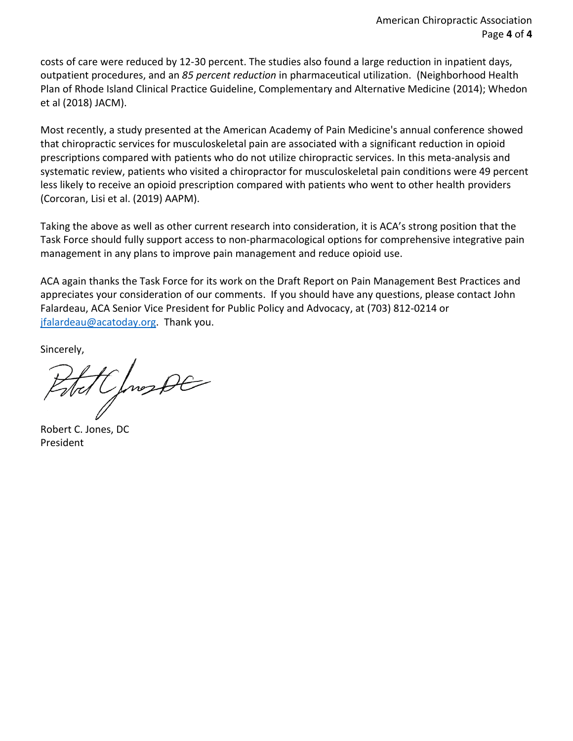costs of care were reduced by 12-30 percent. The studies also found a large reduction in inpatient days, outpatient procedures, and an *85 percent reduction* in pharmaceutical utilization. (Neighborhood Health Plan of Rhode Island Clinical Practice Guideline, Complementary and Alternative Medicine (2014); Whedon et al (2018) JACM).

Most recently, a study presented at the American Academy of Pain Medicine's annual conference showed that chiropractic services for musculoskeletal pain are associated with a significant reduction in opioid prescriptions compared with patients who do not utilize chiropractic services. In this meta-analysis and systematic review, patients who visited a chiropractor for musculoskeletal pain conditions were 49 percent less likely to receive an opioid prescription compared with patients who went to other health providers (Corcoran, Lisi et al. (2019) AAPM).

Taking the above as well as other current research into consideration, it is ACA's strong position that the Task Force should fully support access to non-pharmacological options for comprehensive integrative pain management in any plans to improve pain management and reduce opioid use.

ACA again thanks the Task Force for its work on the Draft Report on Pain Management Best Practices and appreciates your consideration of our comments. If you should have any questions, please contact John Falardeau, ACA Senior Vice President for Public Policy and Advocacy, at (703) 812-0214 or [jfalardeau@acatoday.org](mailto:jfalardeau@acatoday.org). Thank you.

Sincerely,

Robert C. Jones, DC
President